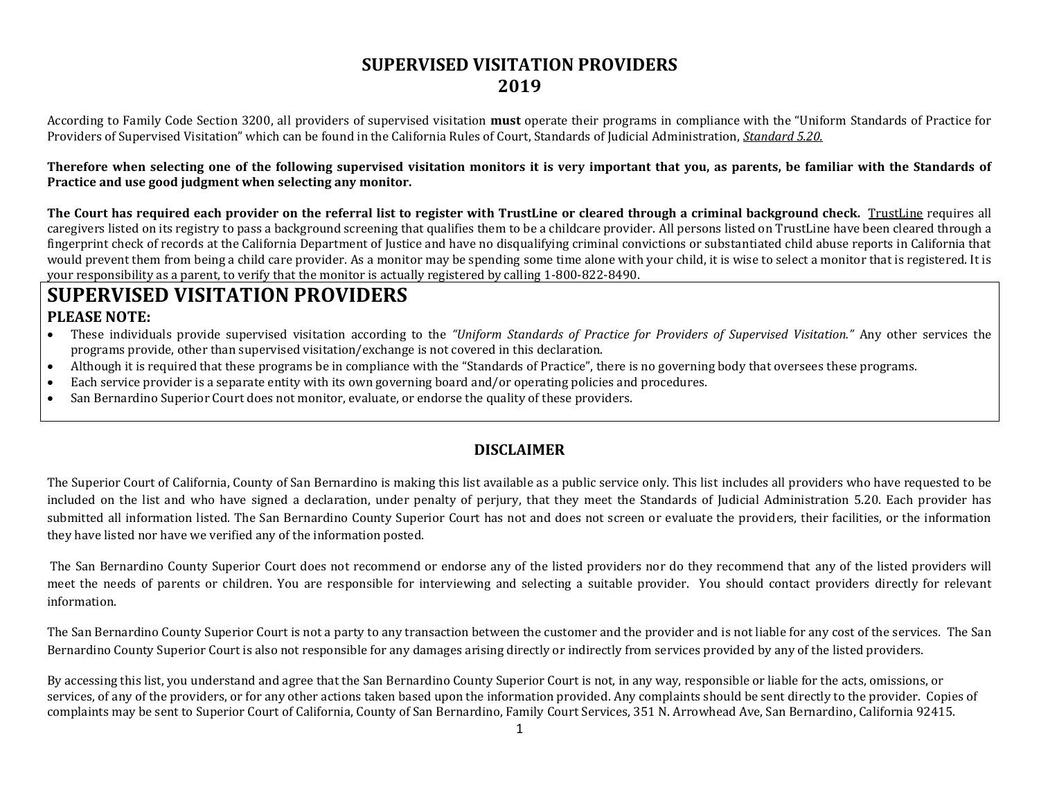# SUPERVISED VISITATION PROVIDERS
# 2019

According to Family Code Section 3200, all providers of supervised visitation **must** operate their programs in compliance with the "Uniform Standards of Practice for Providers of Supervised Visitation" which can be found in the California Rules of Court, Standards of Judicial Administration, ***Standard 5.20.***

**Therefore when selecting one of the following supervised visitation monitors it is very important that you, as parents, be familiar with the Standards of Practice and use good judgment when selecting any monitor.**

**The Court has required each provider on the referral list to register with TrustLine or cleared through a criminal background check.** TrustLine requires all caregivers listed on its registry to pass a background screening that qualifies them to be a childcare provider. All persons listed on TrustLine have been cleared through a fingerprint check of records at the California Department of Justice and have no disqualifying criminal convictions or substantiated child abuse reports in California that would prevent them from being a child care provider. As a monitor may be spending some time alone with your child, it is wise to select a monitor that is registered. It is your responsibility as a parent, to verify that the monitor is actually registered by calling 1-800-822-8490.

## SUPERVISED VISITATION PROVIDERS

### PLEASE NOTE:

- These individuals provide supervised visitation according to the *"Uniform Standards of Practice for Providers of Supervised Visitation."* Any other services the programs provide, other than supervised visitation/exchange is not covered in this declaration.
- Although it is required that these programs be in compliance with the "Standards of Practice", there is no governing body that oversees these programs.
- Each service provider is a separate entity with its own governing board and/or operating policies and procedures.
- San Bernardino Superior Court does not monitor, evaluate, or endorse the quality of these providers.

## DISCLAIMER

The Superior Court of California, County of San Bernardino is making this list available as a public service only. This list includes all providers who have requested to be included on the list and who have signed a declaration, under penalty of perjury, that they meet the Standards of Judicial Administration 5.20. Each provider has submitted all information listed. The San Bernardino County Superior Court has not and does not screen or evaluate the providers, their facilities, or the information they have listed nor have we verified any of the information posted.

The San Bernardino County Superior Court does not recommend or endorse any of the listed providers nor do they recommend that any of the listed providers will meet the needs of parents or children. You are responsible for interviewing and selecting a suitable provider. You should contact providers directly for relevant information.

The San Bernardino County Superior Court is not a party to any transaction between the customer and the provider and is not liable for any cost of the services. The San Bernardino County Superior Court is also not responsible for any damages arising directly or indirectly from services provided by any of the listed providers.

By accessing this list, you understand and agree that the San Bernardino County Superior Court is not, in any way, responsible or liable for the acts, omissions, or services, of any of the providers, or for any other actions taken based upon the information provided. Any complaints should be sent directly to the provider. Copies of complaints may be sent to Superior Court of California, County of San Bernardino, Family Court Services, 351 N. Arrowhead Ave, San Bernardino, California 92415.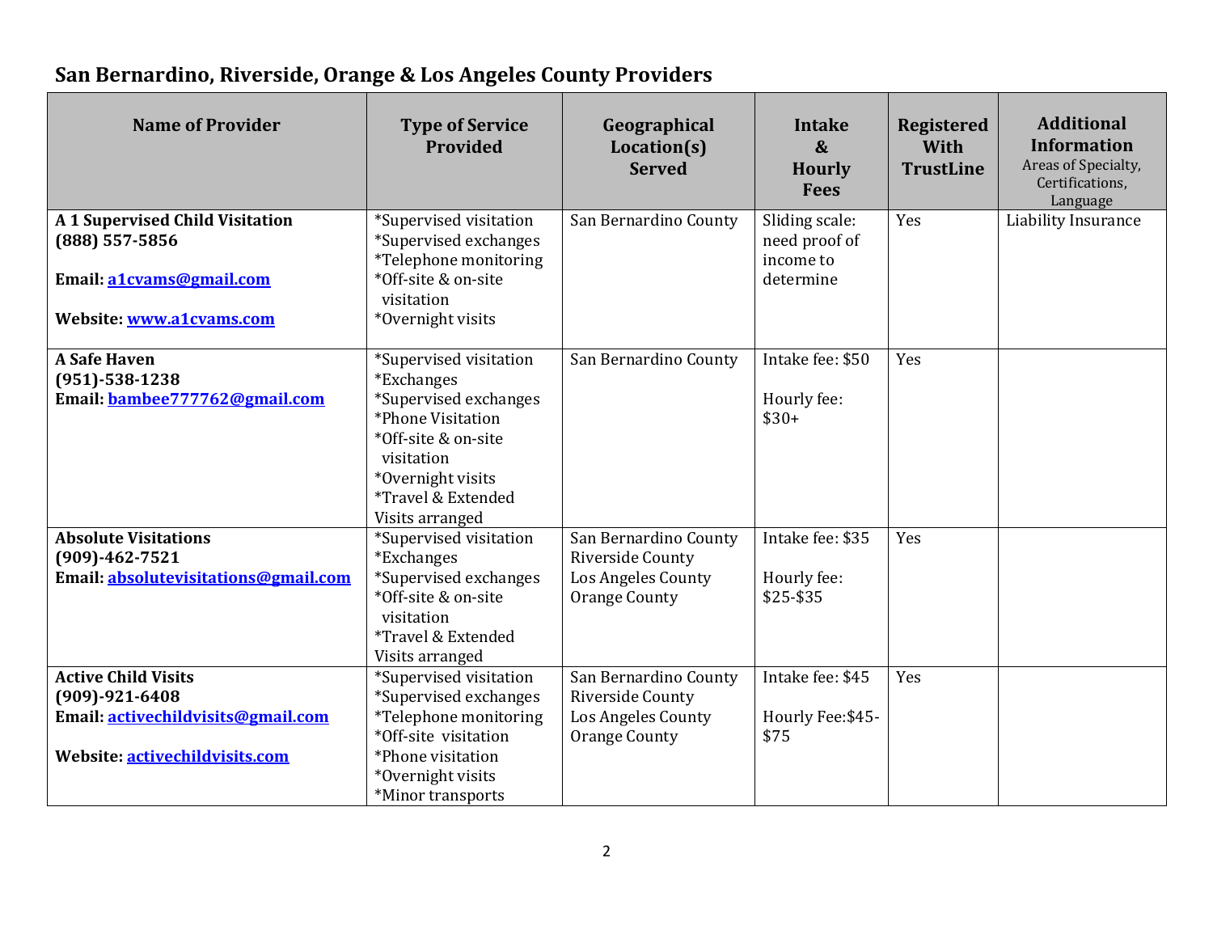## San Bernardino, Riverside, Orange & Los Angeles County Providers

| Name of Provider | Type of Service Provided | Geographical Location(s) Served | Intake & Hourly Fees | Registered With TrustLine | Additional Information Areas of Specialty, Certifications, Language |
|---|---|---|---|---|---|
| **A 1 Supervised Child Visitation**<br>**(888) 557-5856**<br><br>**Email: a1cvams@gmail.com**<br><br>**Website: www.a1cvams.com** | *Supervised visitation<br>*Supervised exchanges<br>*Telephone monitoring<br>*Off-site & on-site visitation<br>*Overnight visits | San Bernardino County | Sliding scale: need proof of income to determine | Yes | Liability Insurance |
| **A Safe Haven**<br>**(951)-538-1238**<br>**Email: bambee777762@gmail.com** | *Supervised visitation<br>*Exchanges<br>*Supervised exchanges<br>*Phone Visitation<br>*Off-site & on-site visitation<br>*Overnight visits<br>*Travel & Extended Visits arranged | San Bernardino County | Intake fee: $50<br><br>Hourly fee: $30+ | Yes | |
| **Absolute Visitations**<br>**(909)-462-7521**<br>**Email: absolutevisitations@gmail.com** | *Supervised visitation<br>*Exchanges<br>*Supervised exchanges<br>*Off-site & on-site visitation<br>*Travel & Extended Visits arranged | San Bernardino County<br>Riverside County<br>Los Angeles County<br>Orange County | Intake fee: $35<br><br>Hourly fee: $25-$35 | Yes | |
| **Active Child Visits**<br>**(909)-921-6408**<br>**Email: activechildvisits@gmail.com**<br><br>**Website: activechildvisits.com** | *Supervised visitation<br>*Supervised exchanges<br>*Telephone monitoring<br>*Off-site visitation<br>*Phone visitation<br>*Overnight visits<br>*Minor transports | San Bernardino County<br>Riverside County<br>Los Angeles County<br>Orange County | Intake fee: $45<br><br>Hourly Fee:$45-$75 | Yes | |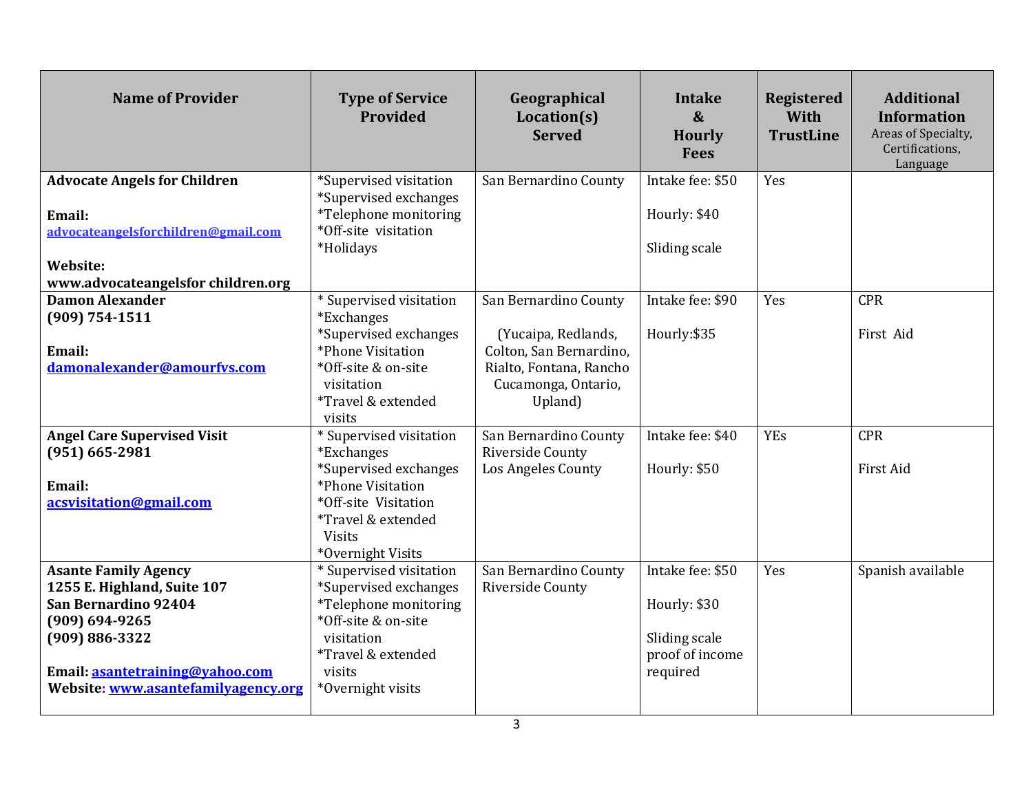| Name of Provider | Type of Service Provided | Geographical Location(s) Served | Intake & Hourly Fees | Registered With TrustLine | Additional Information Areas of Specialty, Certifications, Language |
|---|---|---|---|---|---|
| **Advocate Angels for Children**<br><br>**Email:** **advocateangelsforchildren@gmail.com**<br><br>**Website:** **www.advocateangelsfor children.org** | *Supervised visitation<br>*Supervised exchanges<br>*Telephone monitoring<br>*Off-site visitation<br>*Holidays | San Bernardino County | Intake fee: $50<br><br>Hourly: $40<br><br>Sliding scale | Yes | |
| **Damon Alexander**<br>**(909) 754-1511**<br><br>**Email:** **damonalexander@amourfvs.com** | * Supervised visitation<br>*Exchanges<br>*Supervised exchanges<br>*Phone Visitation<br>*Off-site & on-site visitation<br>*Travel & extended visits | San Bernardino County<br><br>(Yucaipa, Redlands, Colton, San Bernardino, Rialto, Fontana, Rancho Cucamonga, Ontario, Upland) | Intake fee: $90<br><br>Hourly:$35 | Yes | CPR<br><br>First Aid |
| **Angel Care Supervised Visit**<br>**(951) 665-2981**<br><br>**Email:** **acsvisitation@gmail.com** | * Supervised visitation<br>*Exchanges<br>*Supervised exchanges<br>*Phone Visitation<br>*Off-site Visitation<br>*Travel & extended Visits<br>*Overnight Visits | San Bernardino County<br>Riverside County<br>Los Angeles County | Intake fee: $40<br><br>Hourly: $50 | YEs | CPR<br><br>First Aid |
| **Asante Family Agency**<br>**1255 E. Highland, Suite 107**<br>**San Bernardino 92404**<br>**(909) 694-9265**<br>**(909) 886-3322**<br><br>**Email: asantetraining@yahoo.com**<br>**Website: www.asantefamilyagency.org** | * Supervised visitation<br>*Supervised exchanges<br>*Telephone monitoring<br>*Off-site & on-site visitation<br>*Travel & extended visits<br>*Overnight visits | San Bernardino County<br>Riverside County | Intake fee: $50<br><br>Hourly: $30<br><br>Sliding scale proof of income required | Yes | Spanish available |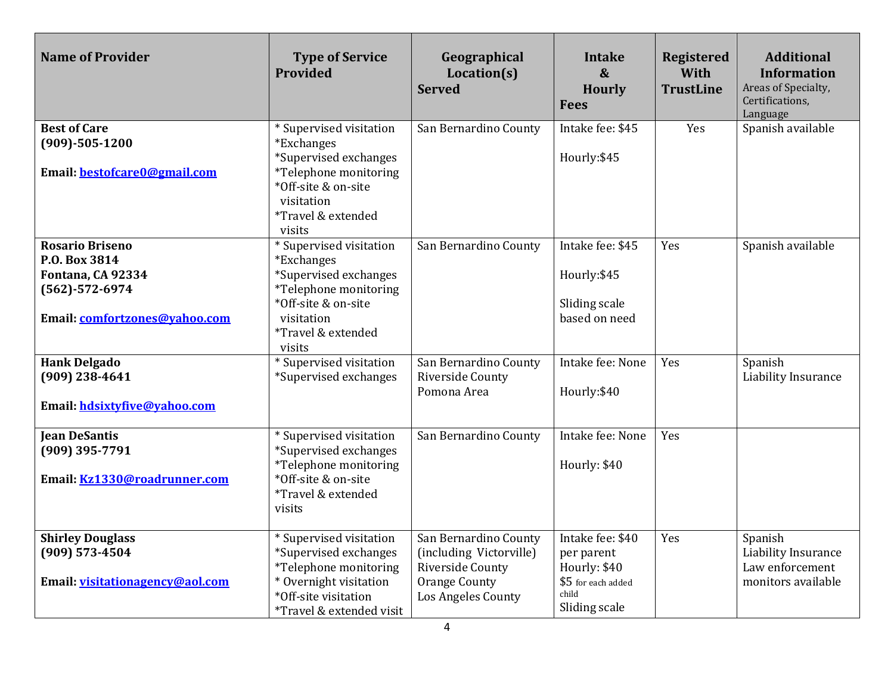| Name of Provider | Type of Service Provided | Geographical Location(s) Served | Intake & Hourly Fees | Registered With TrustLine | Additional Information<br>Areas of Specialty, Certifications, Language |
|---|---|---|---|---|---|
| **Best of Care**<br>**(909)-505-1200**<br><br>**Email: bestofcare0@gmail.com** | * Supervised visitation<br>*Exchanges<br>*Supervised exchanges<br>*Telephone monitoring<br>*Off-site & on-site visitation<br>*Travel & extended visits | San Bernardino County | Intake fee: $45<br><br>Hourly:$45 | Yes | Spanish available |
| **Rosario Briseno**<br>**P.O. Box 3814**<br>**Fontana, CA 92334**<br>**(562)-572-6974**<br><br>**Email: comfortzones@yahoo.com** | * Supervised visitation<br>*Exchanges<br>*Supervised exchanges<br>*Telephone monitoring<br>*Off-site & on-site visitation<br>*Travel & extended visits | San Bernardino County | Intake fee: $45<br><br>Hourly:$45<br><br>Sliding scale based on need | Yes | Spanish available |
| **Hank Delgado**<br>**(909) 238-4641**<br><br>**Email: hdsixtyfive@yahoo.com** | * Supervised visitation<br>*Supervised exchanges | San Bernardino County<br>Riverside County<br>Pomona Area | Intake fee: None<br><br>Hourly:$40 | Yes | Spanish<br>Liability Insurance |
| **Jean DeSantis**<br>**(909) 395-7791**<br><br>**Email: Kz1330@roadrunner.com** | * Supervised visitation<br>*Supervised exchanges<br>*Telephone monitoring<br>*Off-site & on-site<br>*Travel & extended visits | San Bernardino County | Intake fee: None<br><br>Hourly: $40 | Yes | |
| **Shirley Douglass**<br>**(909) 573-4504**<br><br>**Email: visitationagency@aol.com** | * Supervised visitation<br>*Supervised exchanges<br>*Telephone monitoring<br>* Overnight visitation<br>*Off-site visitation<br>*Travel & extended visit | San Bernardino County (including Victorville)<br>Riverside County<br>Orange County<br>Los Angeles County | Intake fee: $40 per parent<br>Hourly: $40<br>$5 for each added child<br>Sliding scale | Yes | Spanish<br>Liability Insurance<br>Law enforcement monitors available |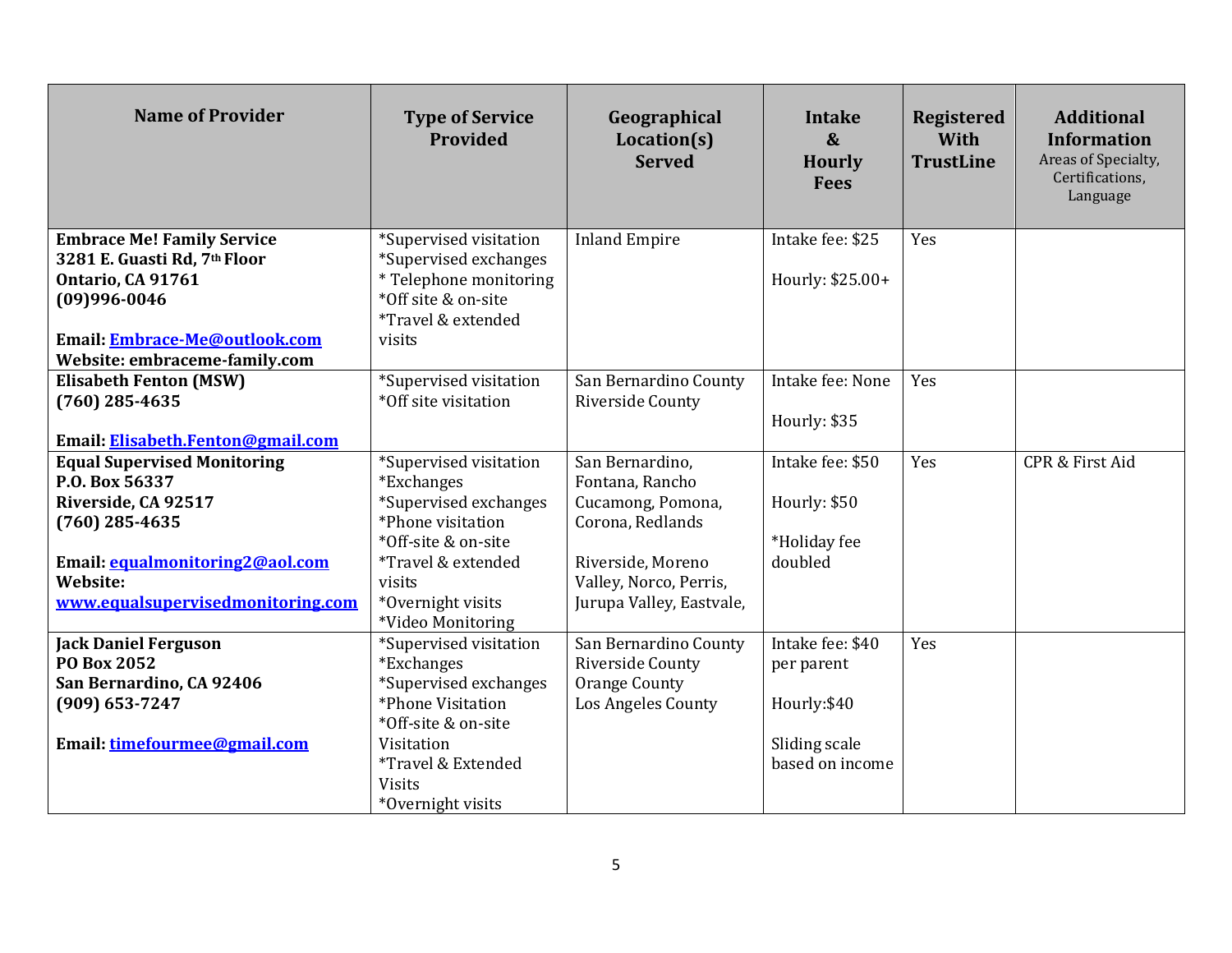| Name of Provider | Type of Service Provided | Geographical Location(s) Served | Intake & Hourly Fees | Registered With TrustLine | Additional Information Areas of Specialty, Certifications, Language |
|---|---|---|---|---|---|
| **Embrace Me! Family Service**<br>**3281 E. Guasti Rd, 7th Floor**<br>**Ontario, CA 91761**<br>**(09)996-0046**<br><br>**Email: Embrace-Me@outlook.com**<br>**Website: embraceme-family.com** | *Supervised visitation<br>*Supervised exchanges<br>* Telephone monitoring<br>*Off site & on-site<br>*Travel & extended visits | Inland Empire | Intake fee: $25<br><br>Hourly: $25.00+ | Yes | |
| **Elisabeth Fenton (MSW)**<br>**(760) 285-4635**<br><br>**Email: Elisabeth.Fenton@gmail.com** | *Supervised visitation<br>*Off site visitation | San Bernardino County<br>Riverside County | Intake fee: None<br><br>Hourly: $35 | Yes | |
| **Equal Supervised Monitoring**<br>**P.O. Box 56337**<br>**Riverside, CA 92517**<br>**(760) 285-4635**<br><br>**Email: equalmonitoring2@aol.com**<br>**Website: www.equalsupervisedmonitoring.com** | *Supervised visitation<br>*Exchanges<br>*Supervised exchanges<br>*Phone visitation<br>*Off-site & on-site<br>*Travel & extended visits<br>*Overnight visits<br>*Video Monitoring | San Bernardino, Fontana, Rancho Cucamong, Pomona, Corona, Redlands<br><br>Riverside, Moreno Valley, Norco, Perris, Jurupa Valley, Eastvale, | Intake fee: $50<br><br>Hourly: $50<br><br>*Holiday fee doubled | Yes | CPR & First Aid |
| **Jack Daniel Ferguson**<br>**PO Box 2052**<br>**San Bernardino, CA 92406**<br>**(909) 653-7247**<br><br>**Email: timefourmee@gmail.com** | *Supervised visitation<br>*Exchanges<br>*Supervised exchanges<br>*Phone Visitation<br>*Off-site & on-site Visitation<br>*Travel & Extended Visits<br>*Overnight visits | San Bernardino County<br>Riverside County<br>Orange County<br>Los Angeles County | Intake fee: $40 per parent<br><br>Hourly:$40<br><br>Sliding scale based on income | Yes | |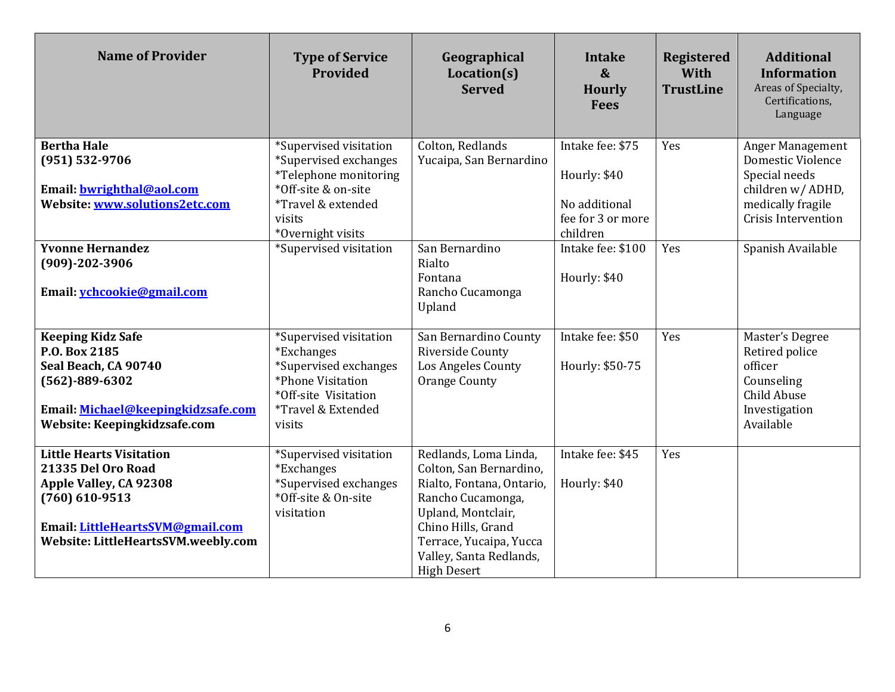| Name of Provider | Type of Service Provided | Geographical Location(s) Served | Intake & Hourly Fees | Registered With TrustLine | Additional Information<br>Areas of Specialty, Certifications, Language |
|---|---|---|---|---|---|
| **Bertha Hale**<br>**(951) 532-9706**<br><br>**Email: bwrighthal@aol.com**<br>**Website: www.solutions2etc.com** | *Supervised visitation<br>*Supervised exchanges<br>*Telephone monitoring<br>*Off-site & on-site<br>*Travel & extended visits<br>*Overnight visits | Colton, Redlands<br>Yucaipa, San Bernardino | Intake fee: $75<br><br>Hourly: $40<br><br>No additional fee for 3 or more children | Yes | Anger Management<br>Domestic Violence<br>Special needs children w/ ADHD, medically fragile<br>Crisis Intervention |
| **Yvonne Hernandez**<br>**(909)-202-3906**<br><br>**Email: ychcookie@gmail.com** | *Supervised visitation | San Bernardino<br>Rialto<br>Fontana<br>Rancho Cucamonga<br>Upland | Intake fee: $100<br><br>Hourly: $40 | Yes | Spanish Available |
| **Keeping Kidz Safe**<br>**P.O. Box 2185**<br>**Seal Beach, CA 90740**<br>**(562)-889-6302**<br><br>**Email: Michael@keepingkidzsafe.com**<br>**Website: Keepingkidzsafe.com** | *Supervised visitation<br>*Exchanges<br>*Supervised exchanges<br>*Phone Visitation<br>*Off-site Visitation<br>*Travel & Extended visits | San Bernardino County<br>Riverside County<br>Los Angeles County<br>Orange County | Intake fee: $50<br><br>Hourly: $50-75 | Yes | Master's Degree<br>Retired police officer<br>Counseling<br>Child Abuse Investigation Available |
| **Little Hearts Visitation**<br>**21335 Del Oro Road**<br>**Apple Valley, CA 92308**<br>**(760) 610-9513**<br><br>**Email: LittleHeartsSVM@gmail.com**<br>**Website: LittleHeartsSVM.weebly.com** | *Supervised visitation<br>*Exchanges<br>*Supervised exchanges<br>*Off-site & On-site visitation | Redlands, Loma Linda, Colton, San Bernardino, Rialto, Fontana, Ontario, Rancho Cucamonga, Upland, Montclair, Chino Hills, Grand Terrace, Yucaipa, Yucca Valley, Santa Redlands, High Desert | Intake fee: $45<br><br>Hourly: $40 | Yes | |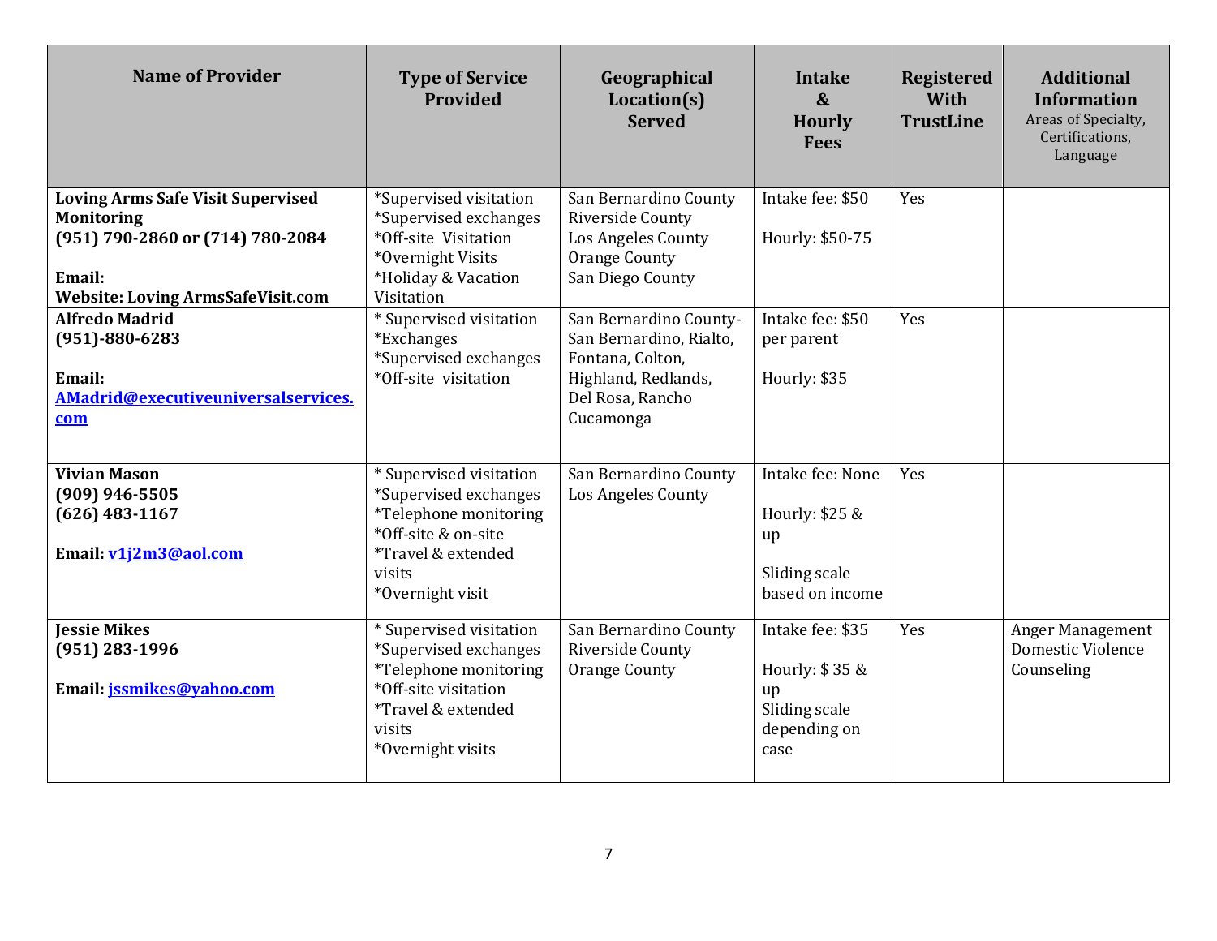| Name of Provider | Type of Service Provided | Geographical Location(s) Served | Intake & Hourly Fees | Registered With TrustLine | Additional Information Areas of Specialty, Certifications, Language |
|---|---|---|---|---|---|
| **Loving Arms Safe Visit Supervised Monitoring**<br>**(951) 790-2860 or (714) 780-2084**<br><br>**Email:**<br>**Website: Loving ArmsSafeVisit.com** | *Supervised visitation<br>*Supervised exchanges<br>*Off-site Visitation<br>*Overnight Visits<br>*Holiday & Vacation Visitation | San Bernardino County<br>Riverside County<br>Los Angeles County<br>Orange County<br>San Diego County | Intake fee: $50<br><br>Hourly: $50-75 | Yes | |
| **Alfredo Madrid**<br>**(951)-880-6283**<br><br>**Email:**<br>**AMadrid@executiveuniversalservices.com** | * Supervised visitation<br>*Exchanges<br>*Supervised exchanges<br>*Off-site visitation | San Bernardino County-San Bernardino, Rialto, Fontana, Colton, Highland, Redlands, Del Rosa, Rancho Cucamonga | Intake fee: $50 per parent<br><br>Hourly: $35 | Yes | |
| **Vivian Mason**<br>**(909) 946-5505**<br>**(626) 483-1167**<br><br>**Email: v1j2m3@aol.com** | * Supervised visitation<br>*Supervised exchanges<br>*Telephone monitoring<br>*Off-site & on-site<br>*Travel & extended visits<br>*Overnight visit | San Bernardino County<br>Los Angeles County | Intake fee: None<br><br>Hourly: $25 & up<br><br>Sliding scale based on income | Yes | |
| **Jessie Mikes**<br>**(951) 283-1996**<br><br>**Email: jssmikes@yahoo.com** | * Supervised visitation<br>*Supervised exchanges<br>*Telephone monitoring<br>*Off-site visitation<br>*Travel & extended visits<br>*Overnight visits | San Bernardino County<br>Riverside County<br>Orange County | Intake fee: $35<br><br>Hourly: $ 35 & up<br>Sliding scale depending on case | Yes | Anger Management<br>Domestic Violence<br>Counseling |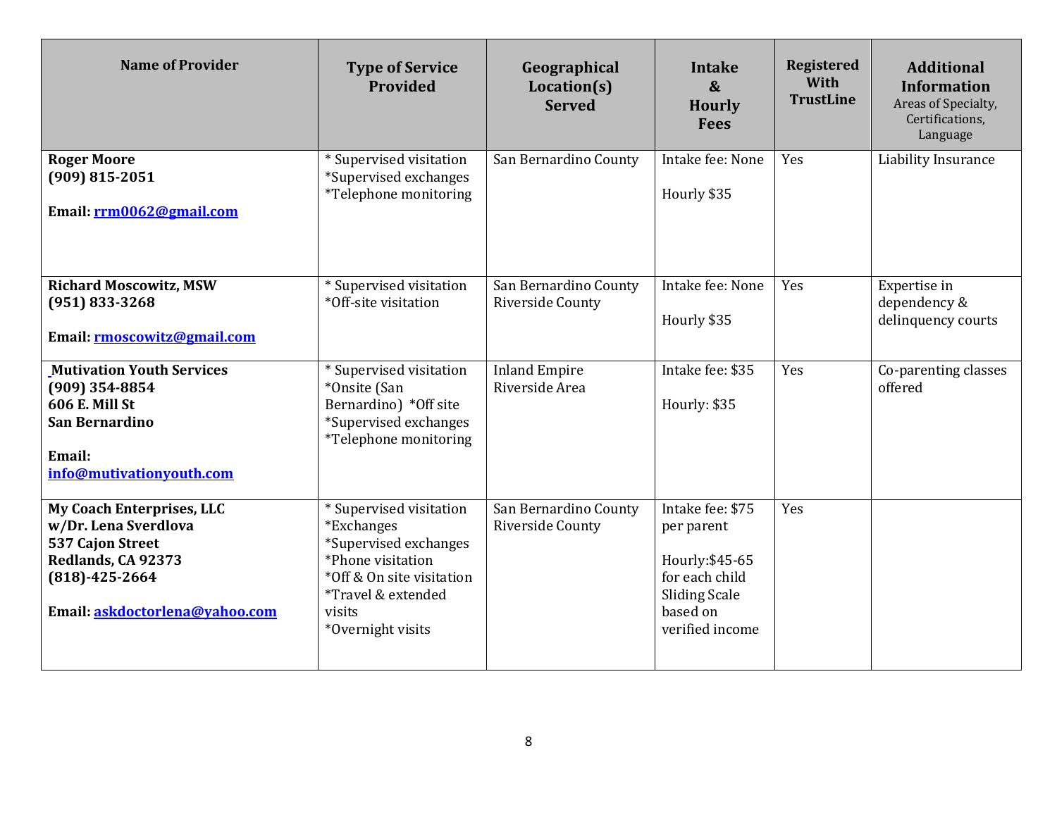| Name of Provider | Type of Service Provided | Geographical Location(s) Served | Intake & Hourly Fees | Registered With TrustLine | Additional Information Areas of Specialty, Certifications, Language |
|---|---|---|---|---|---|
| **Roger Moore**<br>**(909) 815-2051**<br><br>**Email: rrm0062@gmail.com** | * Supervised visitation<br>*Supervised exchanges<br>*Telephone monitoring | San Bernardino County | Intake fee: None<br><br>Hourly $35 | Yes | Liability Insurance |
| **Richard Moscowitz, MSW**<br>**(951) 833-3268**<br><br>**Email: rmoscowitz@gmail.com** | * Supervised visitation<br>*Off-site visitation | San Bernardino County<br>Riverside County | Intake fee: None<br><br>Hourly $35 | Yes | Expertise in dependency & delinquency courts |
| **Mutivation Youth Services**<br>**(909) 354-8854**<br>**606 E. Mill St**<br>**San Bernardino**<br><br>**Email: info@mutivationyouth.com** | * Supervised visitation<br>*Onsite (San Bernardino) *Off site<br>*Supervised exchanges<br>*Telephone monitoring | Inland Empire<br>Riverside Area | Intake fee: $35<br><br>Hourly: $35 | Yes | Co-parenting classes offered |
| **My Coach Enterprises, LLC**<br>**w/Dr. Lena Sverdlova**<br>**537 Cajon Street**<br>**Redlands, CA 92373**<br>**(818)-425-2664**<br><br>**Email: askdoctorlena@yahoo.com** | * Supervised visitation<br>*Exchanges<br>*Supervised exchanges<br>*Phone visitation<br>*Off & On site visitation<br>*Travel & extended visits<br>*Overnight visits | San Bernardino County<br>Riverside County | Intake fee: $75 per parent<br><br>Hourly:$45-65 for each child<br>Sliding Scale based on verified income | Yes | |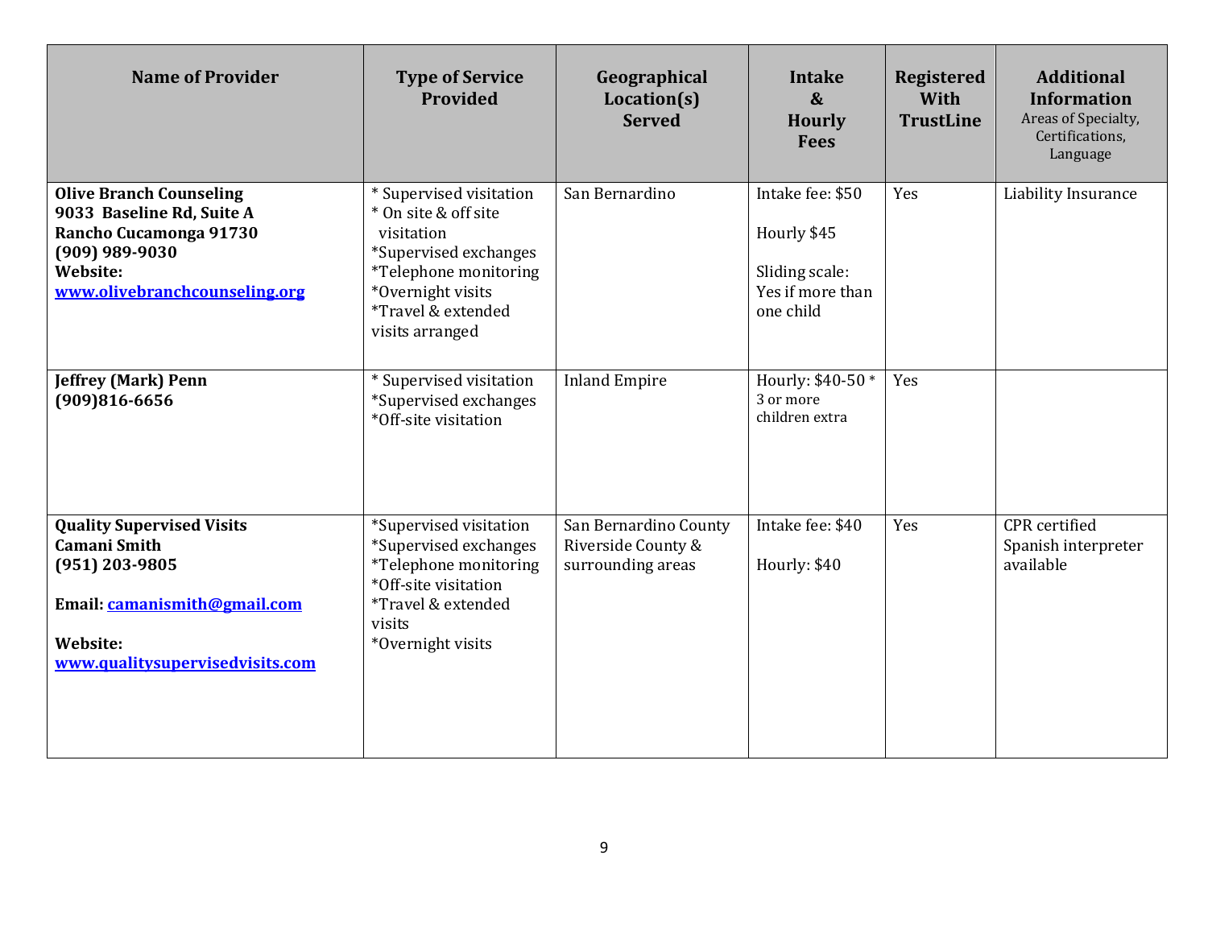| **Name of Provider** | **Type of Service Provided** | **Geographical Location(s) Served** | **Intake & Hourly Fees** | **Registered With TrustLine** | **Additional Information** Areas of Specialty, Certifications, Language |
|---|---|---|---|---|---|
| **Olive Branch Counseling**<br>**9033 Baseline Rd, Suite A**<br>**Rancho Cucamonga 91730**<br>**(909) 989-9030**<br>**Website:**<br>**www.olivebranchcounseling.org** | * Supervised visitation<br>* On site & off site visitation<br>*Supervised exchanges<br>*Telephone monitoring<br>*Overnight visits<br>*Travel & extended visits arranged | San Bernardino | Intake fee: $50<br>Hourly $45<br>Sliding scale: Yes if more than one child | Yes | Liability Insurance |
| **Jeffrey (Mark) Penn**<br>**(909)816-6656** | * Supervised visitation<br>*Supervised exchanges<br>*Off-site visitation | Inland Empire | Hourly: $40-50 * 3 or more children extra | Yes | |
| **Quality Supervised Visits**<br>**Camani Smith**<br>**(951) 203-9805**<br>**Email: camanismith@gmail.com**<br>**Website:**<br>**www.qualitysupervisedvisits.com** | *Supervised visitation<br>*Supervised exchanges<br>*Telephone monitoring<br>*Off-site visitation<br>*Travel & extended visits<br>*Overnight visits | San Bernardino County<br>Riverside County & surrounding areas | Intake fee: $40<br>Hourly: $40 | Yes | CPR certified<br>Spanish interpreter available |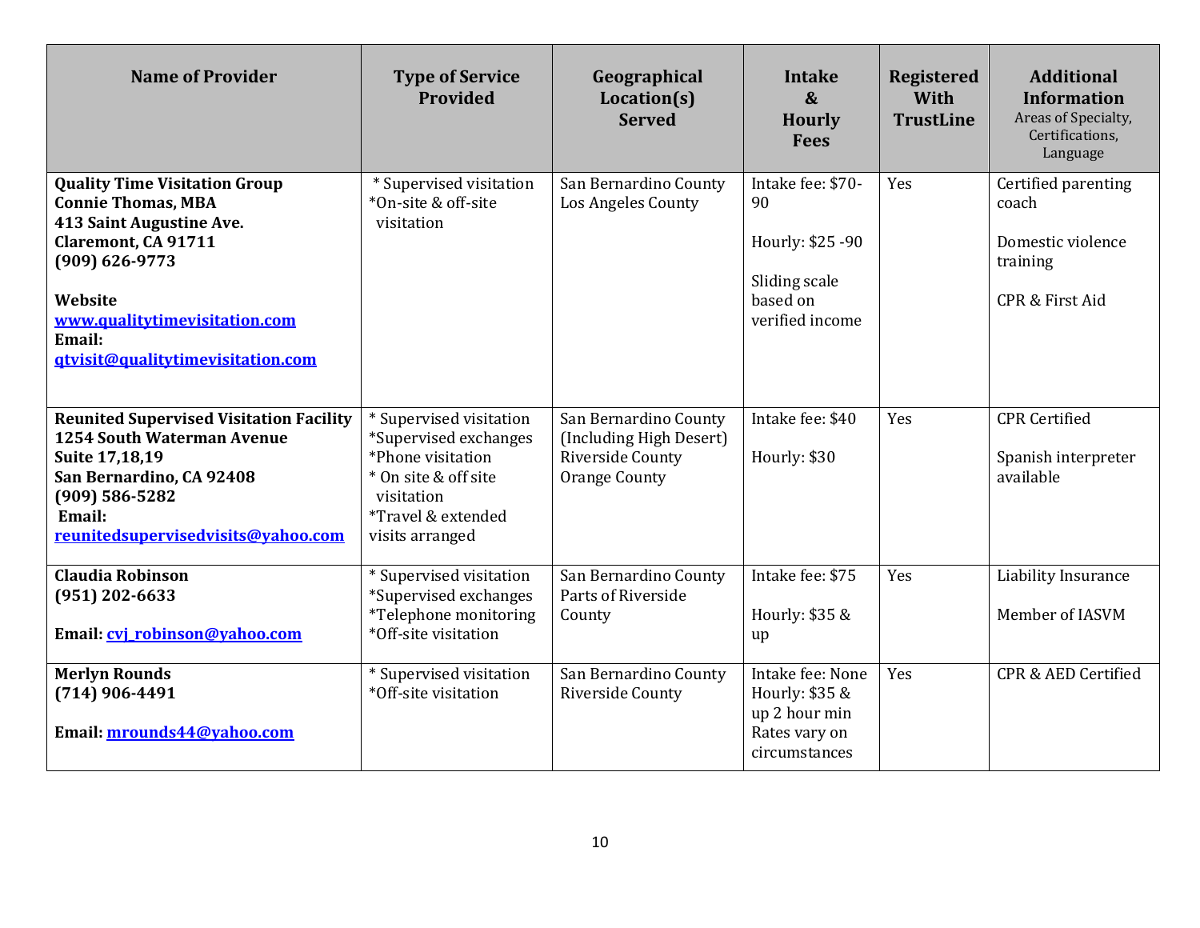| Name of Provider | Type of Service Provided | Geographical Location(s) Served | Intake & Hourly Fees | Registered With TrustLine | Additional Information Areas of Specialty, Certifications, Language |
|---|---|---|---|---|---|
| **Quality Time Visitation Group**<br>**Connie Thomas, MBA**<br>**413 Saint Augustine Ave.**<br>**Claremont, CA 91711**<br>**(909) 626-9773**<br><br>**Website**<br>**www.qualitytimevisitation.com**<br>**Email:**<br>**qtvisit@qualitytimevisitation.com** | * Supervised visitation<br>*On-site & off-site visitation | San Bernardino County<br>Los Angeles County | Intake fee: $70-90<br><br>Hourly: $25 -90<br><br>Sliding scale based on verified income | Yes | Certified parenting coach<br><br>Domestic violence training<br><br>CPR & First Aid |
| **Reunited Supervised Visitation Facility**<br>**1254 South Waterman Avenue**<br>**Suite 17,18,19**<br>**San Bernardino, CA 92408**<br>**(909) 586-5282**<br>**Email:**<br>**reunitedsupervisedvisits@yahoo.com** | * Supervised visitation<br>*Supervised exchanges<br>*Phone visitation<br>* On site & off site visitation<br>*Travel & extended visits arranged | San Bernardino County (Including High Desert)<br>Riverside County<br>Orange County | Intake fee: $40<br><br>Hourly: $30 | Yes | CPR Certified<br><br>Spanish interpreter available |
| **Claudia Robinson**<br>**(951) 202-6633**<br><br>**Email: cvj_robinson@yahoo.com** | * Supervised visitation<br>*Supervised exchanges<br>*Telephone monitoring<br>*Off-site visitation | San Bernardino County<br>Parts of Riverside County | Intake fee: $75<br><br>Hourly: $35 & up | Yes | Liability Insurance<br><br>Member of IASVM |
| **Merlyn Rounds**<br>**(714) 906-4491**<br><br>**Email: mrounds44@yahoo.com** | * Supervised visitation<br>*Off-site visitation | San Bernardino County<br>Riverside County | Intake fee: None<br>Hourly: $35 & up 2 hour min<br>Rates vary on circumstances | Yes | CPR & AED Certified |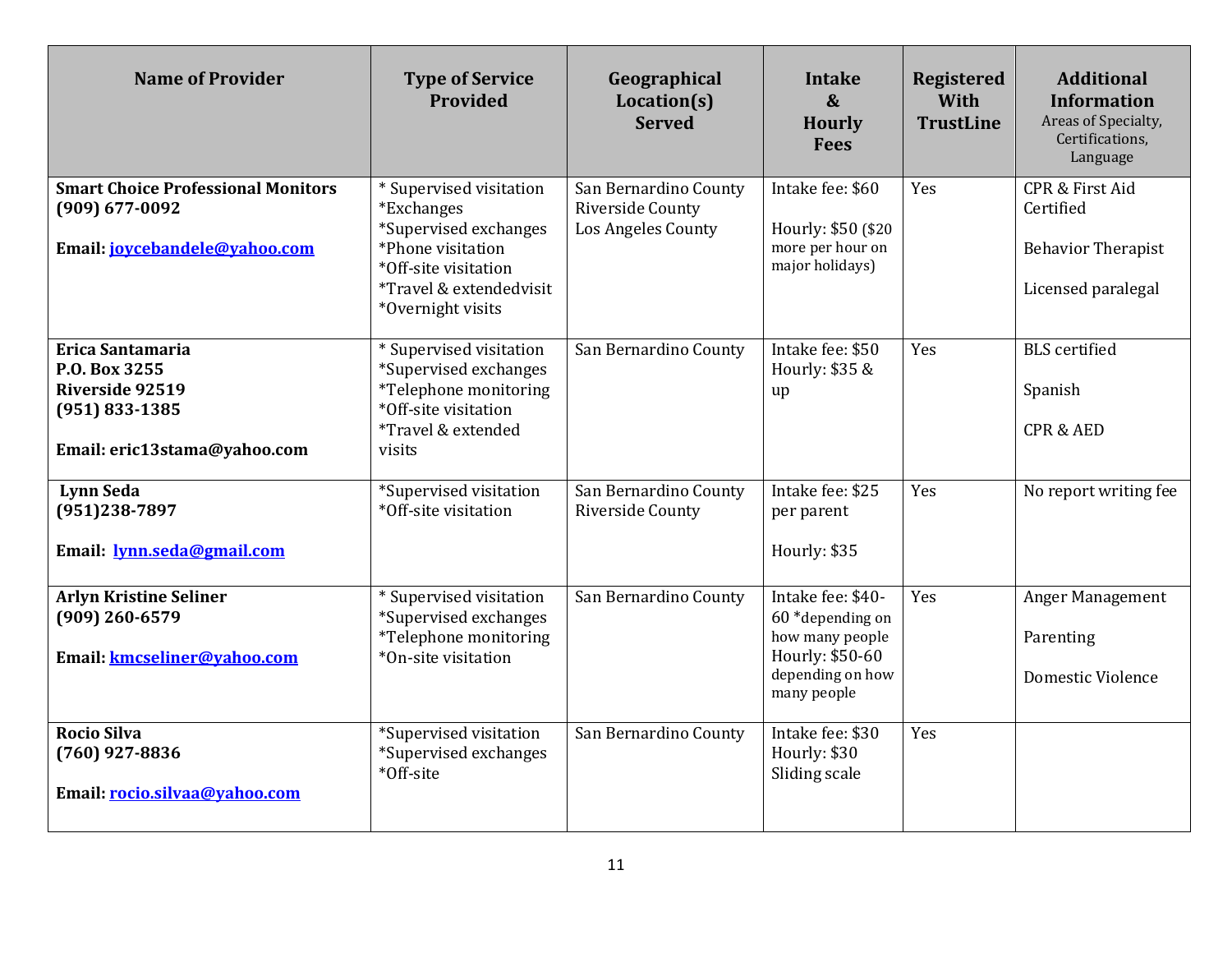| Name of Provider | Type of Service Provided | Geographical Location(s) Served | Intake & Hourly Fees | Registered With TrustLine | Additional Information Areas of Specialty, Certifications, Language |
|---|---|---|---|---|---|
| **Smart Choice Professional Monitors**<br>**(909) 677-0092**<br><br>**Email: joycebandele@yahoo.com** | * Supervised visitation<br>*Exchanges<br>*Supervised exchanges<br>*Phone visitation<br>*Off-site visitation<br>*Travel & extendedvisit<br>*Overnight visits | San Bernardino County<br>Riverside County<br>Los Angeles County | Intake fee: $60<br><br>Hourly: $50 ($20 more per hour on major holidays) | Yes | CPR & First Aid Certified<br><br>Behavior Therapist<br><br>Licensed paralegal |
| **Erica Santamaria**<br>**P.O. Box 3255**<br>**Riverside 92519**<br>**(951) 833-1385**<br><br>**Email: eric13stama@yahoo.com** | * Supervised visitation<br>*Supervised exchanges<br>*Telephone monitoring<br>*Off-site visitation<br>*Travel & extended visits | San Bernardino County | Intake fee: $50<br>Hourly: $35 & up | Yes | BLS certified<br><br>Spanish<br><br>CPR & AED |
| **Lynn Seda**<br>**(951)238-7897**<br><br>**Email: lynn.seda@gmail.com** | *Supervised visitation<br>*Off-site visitation | San Bernardino County<br>Riverside County | Intake fee: $25 per parent<br><br>Hourly: $35 | Yes | No report writing fee |
| **Arlyn Kristine Seliner**<br>**(909) 260-6579**<br><br>**Email: kmcseliner@yahoo.com** | * Supervised visitation<br>*Supervised exchanges<br>*Telephone monitoring<br>*On-site visitation | San Bernardino County | Intake fee: $40-60 *depending on how many people<br>Hourly: $50-60 depending on how many people | Yes | Anger Management<br><br>Parenting<br><br>Domestic Violence |
| **Rocio Silva**<br>**(760) 927-8836**<br><br>**Email: rocio.silvaa@yahoo.com** | *Supervised visitation<br>*Supervised exchanges<br>*Off-site | San Bernardino County | Intake fee: $30<br>Hourly: $30<br>Sliding scale | Yes | |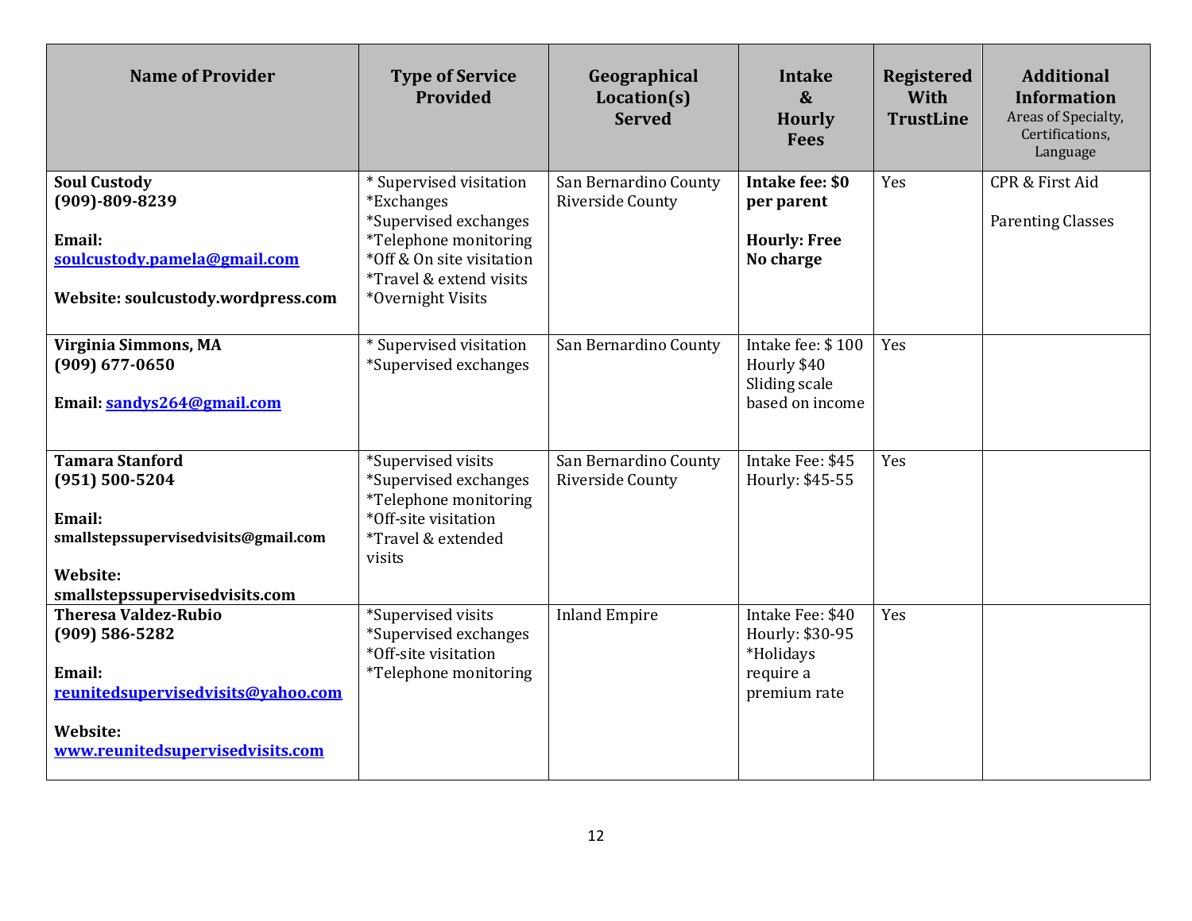| Name of Provider | Type of Service Provided | Geographical Location(s) Served | Intake & Hourly Fees | Registered With TrustLine | Additional Information Areas of Specialty, Certifications, Language |
|---|---|---|---|---|---|
| **Soul Custody**<br>**(909)-809-8239**<br><br>**Email:** **soulcustody.pamela@gmail.com**<br><br>**Website: soulcustody.wordpress.com** | * Supervised visitation<br>*Exchanges<br>*Supervised exchanges<br>*Telephone monitoring<br>*Off & On site visitation<br>*Travel & extend visits<br>*Overnight Visits | San Bernardino County<br>Riverside County | **Intake fee: $0 per parent**<br><br>**Hourly: Free No charge** | Yes | CPR & First Aid<br><br>Parenting Classes |
| **Virginia Simmons, MA**<br>**(909) 677-0650**<br><br>**Email: sandys264@gmail.com** | * Supervised visitation<br>*Supervised exchanges | San Bernardino County | Intake fee: $ 100<br>Hourly $40<br>Sliding scale based on income | Yes | |
| **Tamara Stanford**<br>**(951) 500-5204**<br><br>**Email:** **smallstepssupervisedvisits@gmail.com**<br><br>**Website:** **smallstepssupervisedvisits.com** | *Supervised visits<br>*Supervised exchanges<br>*Telephone monitoring<br>*Off-site visitation<br>*Travel & extended visits | San Bernardino County<br>Riverside County | Intake Fee: $45<br>Hourly: $45-55 | Yes | |
| **Theresa Valdez-Rubio**<br>**(909) 586-5282**<br><br>**Email:** **reunitedsupervisedvisits@yahoo.com**<br><br>**Website:** **www.reunitedsupervisedvisits.com** | *Supervised visits<br>*Supervised exchanges<br>*Off-site visitation<br>*Telephone monitoring | Inland Empire | Intake Fee: $40<br>Hourly: $30-95<br>*Holidays require a premium rate | Yes | |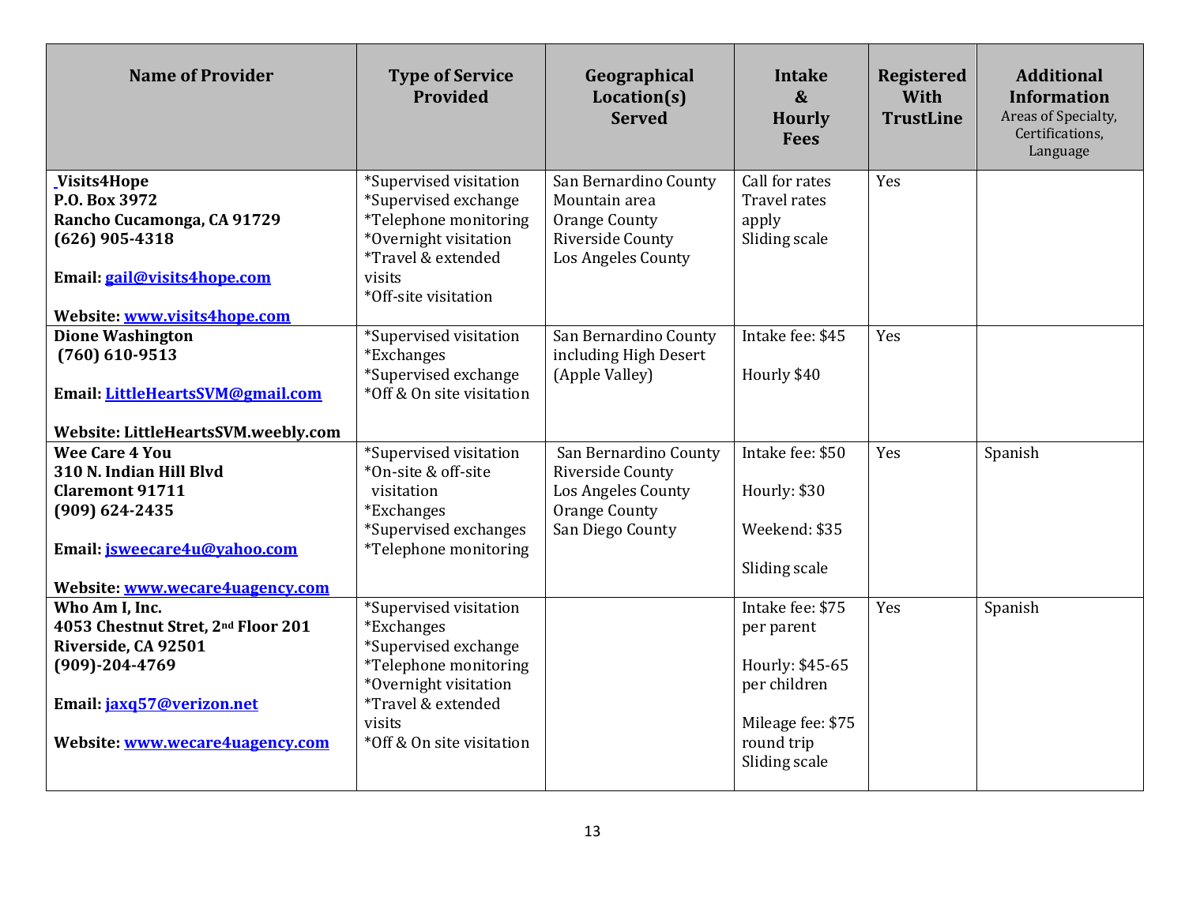| Name of Provider | Type of Service Provided | Geographical Location(s) Served | Intake & Hourly Fees | Registered With TrustLine | Additional Information Areas of Specialty, Certifications, Language |
|---|---|---|---|---|---|
| **Visits4Hope**<br>**P.O. Box 3972**<br>**Rancho Cucamonga, CA 91729**<br>**(626) 905-4318**<br><br>**Email: gail@visits4hope.com**<br><br>**Website: www.visits4hope.com** | *Supervised visitation<br>*Supervised exchange<br>*Telephone monitoring<br>*Overnight visitation<br>*Travel & extended visits<br>*Off-site visitation | San Bernardino County<br>Mountain area<br>Orange County<br>Riverside County<br>Los Angeles County | Call for rates<br>Travel rates apply<br>Sliding scale | Yes | |
| **Dione Washington**<br>**(760) 610-9513**<br><br>**Email: LittleHeartsSVM@gmail.com**<br><br>**Website: LittleHeartsSVM.weebly.com** | *Supervised visitation<br>*Exchanges<br>*Supervised exchange<br>*Off & On site visitation | San Bernardino County including High Desert (Apple Valley) | Intake fee: $45<br><br>Hourly $40 | Yes | |
| **Wee Care 4 You**<br>**310 N. Indian Hill Blvd**<br>**Claremont 91711**<br>**(909) 624-2435**<br><br>**Email: jsweecare4u@yahoo.com**<br><br>**Website: www.wecare4uagency.com** | *Supervised visitation<br>*On-site & off-site visitation<br>*Exchanges<br>*Supervised exchanges<br>*Telephone monitoring | San Bernardino County<br>Riverside County<br>Los Angeles County<br>Orange County<br>San Diego County | Intake fee: $50<br><br>Hourly: $30<br><br>Weekend: $35<br><br>Sliding scale | Yes | Spanish |
| **Who Am I, Inc.**<br>**4053 Chestnut Street, 2nd Floor 201**<br>**Riverside, CA 92501**<br>**(909)-204-4769**<br><br>**Email: jaxq57@verizon.net**<br><br>**Website: www.wecare4uagency.com** | *Supervised visitation<br>*Exchanges<br>*Supervised exchange<br>*Telephone monitoring<br>*Overnight visitation<br>*Travel & extended visits<br>*Off & On site visitation | | Intake fee: $75 per parent<br><br>Hourly: $45-65 per children<br><br>Mileage fee: $75 round trip<br>Sliding scale | Yes | Spanish |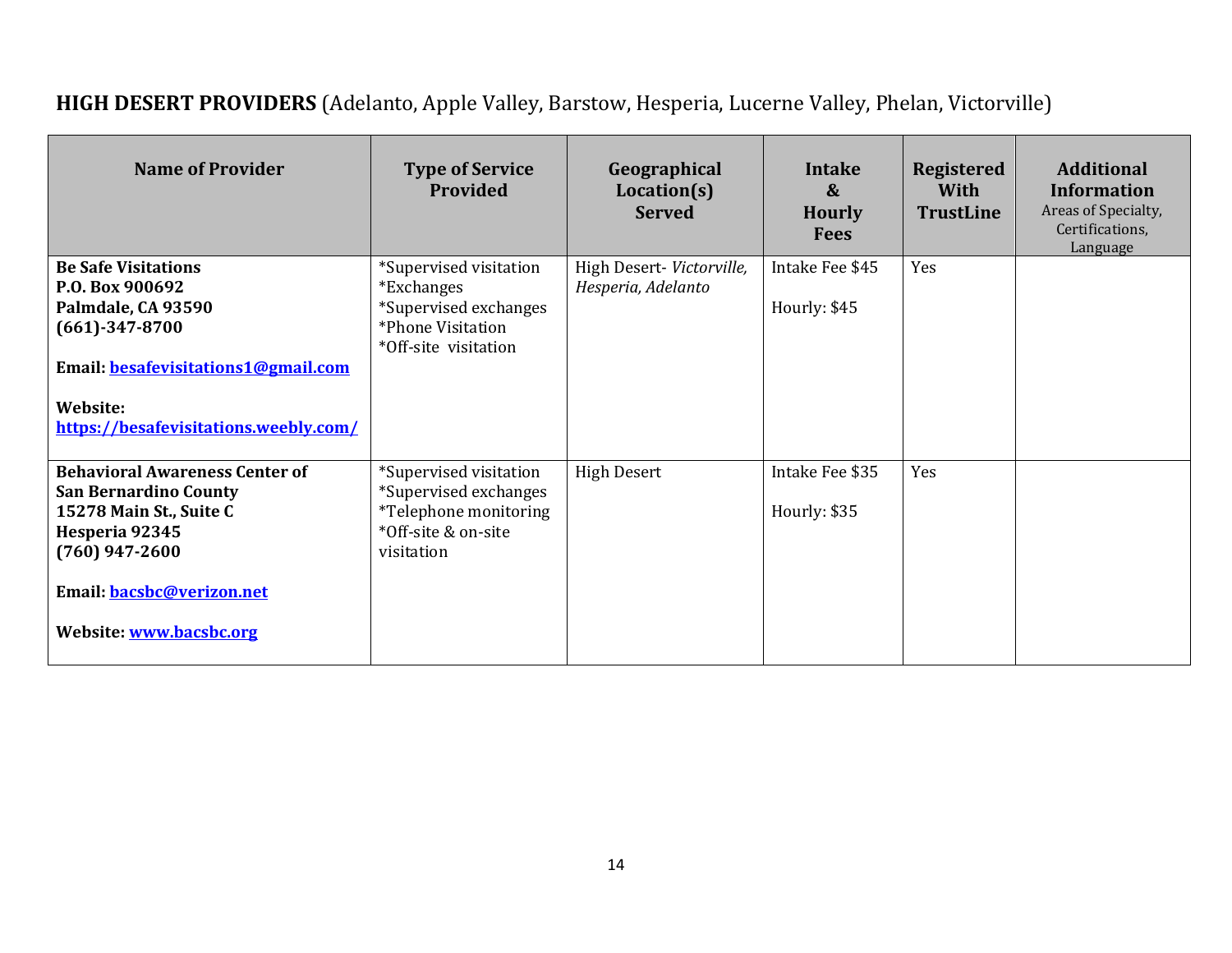## **HIGH DESERT PROVIDERS** (Adelanto, Apple Valley, Barstow, Hesperia, Lucerne Valley, Phelan, Victorville)

| Name of Provider | Type of Service Provided | Geographical Location(s) Served | Intake & Hourly Fees | Registered With TrustLine | Additional Information<br>Areas of Specialty, Certifications, Language |
|---|---|---|---|---|---|
| **Be Safe Visitations**<br>**P.O. Box 900692**<br>**Palmdale, CA 93590**<br>**(661)-347-8700**<br><br>**Email: besafevisitations1@gmail.com**<br><br>**Website: https://besafevisitations.weebly.com/** | *Supervised visitation<br>*Exchanges<br>*Supervised exchanges<br>*Phone Visitation<br>*Off-site visitation | High Desert- *Victorville, Hesperia, Adelanto* | Intake Fee $45<br><br>Hourly: $45 | Yes | |
| **Behavioral Awareness Center of San Bernardino County**<br>**15278 Main St., Suite C**<br>**Hesperia 92345**<br>**(760) 947-2600**<br><br>**Email: bacsbc@verizon.net**<br><br>**Website: www.bacsbc.org** | *Supervised visitation<br>*Supervised exchanges<br>*Telephone monitoring<br>*Off-site & on-site visitation | High Desert | Intake Fee $35<br><br>Hourly: $35 | Yes | |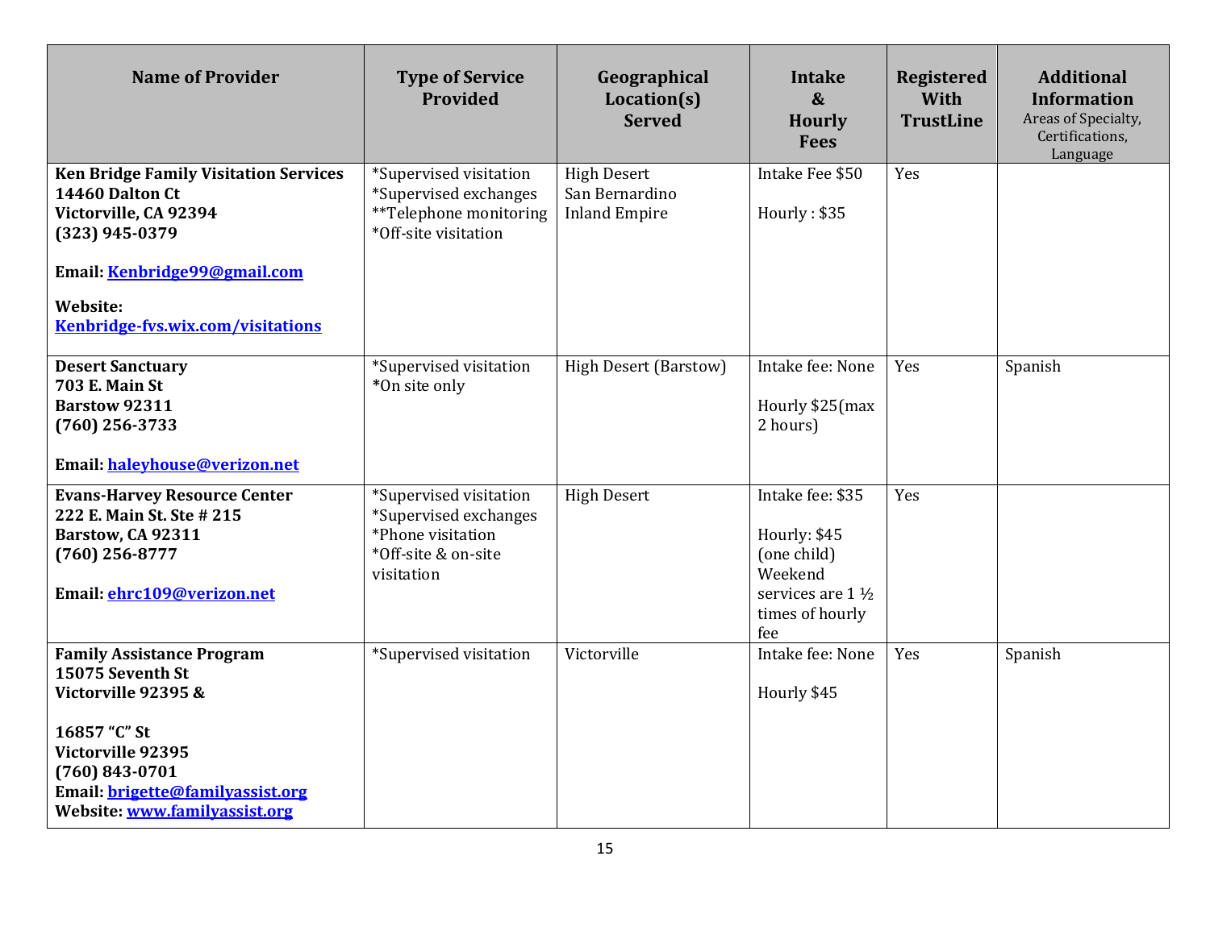| Name of Provider | Type of Service Provided | Geographical Location(s) Served | Intake & Hourly Fees | Registered With TrustLine | Additional Information<br>Areas of Specialty, Certifications, Language |
|---|---|---|---|---|---|
| **Ken Bridge Family Visitation Services**<br>**14460 Dalton Ct**<br>**Victorville, CA 92394**<br>**(323) 945-0379**<br><br>**Email: [Kenbridge99@gmail.com](mailto:Kenbridge99@gmail.com)**<br><br>**Website:**<br>**[Kenbridge-fvs.wix.com/visitations](http://Kenbridge-fvs.wix.com/visitations)** | *Supervised visitation<br>*Supervised exchanges<br>**Telephone monitoring<br>*Off-site visitation | High Desert<br>San Bernardino<br>Inland Empire | Intake Fee $50<br><br>Hourly : $35 | Yes | |
| **Desert Sanctuary**<br>**703 E. Main St**<br>**Barstow 92311**<br>**(760) 256-3733**<br><br>**Email: [haleyhouse@verizon.net](mailto:haleyhouse@verizon.net)** | *Supervised visitation<br>*On site only | High Desert (Barstow) | Intake fee: None<br><br>Hourly $25(max 2 hours) | Yes | Spanish |
| **Evans-Harvey Resource Center**<br>**222 E. Main St. Ste # 215**<br>**Barstow, CA 92311**<br>**(760) 256-8777**<br><br>**Email: [ehrc109@verizon.net](mailto:ehrc109@verizon.net)** | *Supervised visitation<br>*Supervised exchanges<br>*Phone visitation<br>*Off-site & on-site visitation | High Desert | Intake fee: $35<br><br>Hourly: $45 (one child)<br>Weekend services are 1 ½ times of hourly fee | Yes | |
| **Family Assistance Program**<br>**15075 Seventh St**<br>**Victorville 92395 &**<br><br>**16857 "C" St**<br>**Victorville 92395**<br>**(760) 843-0701**<br>**Email: [brigette@familyassist.org](mailto:brigette@familyassist.org)**<br>**Website: [www.familyassist.org](http://www.familyassist.org)** | *Supervised visitation | Victorville | Intake fee: None<br><br>Hourly $45 | Yes | Spanish |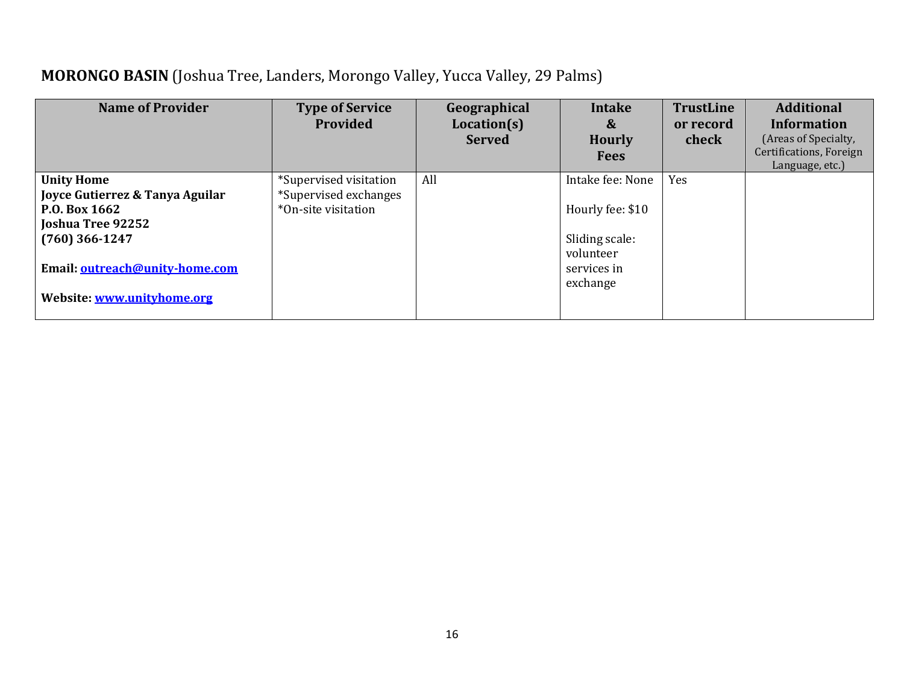## **MORONGO BASIN** (Joshua Tree, Landers, Morongo Valley, Yucca Valley, 29 Palms)

| Name of Provider | Type of Service Provided | Geographical Location(s) Served | Intake & Hourly Fees | TrustLine or record check | Additional Information (Areas of Specialty, Certifications, Foreign Language, etc.) |
|---|---|---|---|---|---|
| **Unity Home**<br>**Joyce Gutierrez & Tanya Aguilar**<br>**P.O. Box 1662**<br>**Joshua Tree 92252**<br>**(760) 366-1247**<br><br>**Email: outreach@unity-home.com**<br><br>**Website: www.unityhome.org** | *Supervised visitation<br>*Supervised exchanges<br>*On-site visitation | All | Intake fee: None<br><br>Hourly fee: $10<br><br>Sliding scale: volunteer services in exchange | Yes | |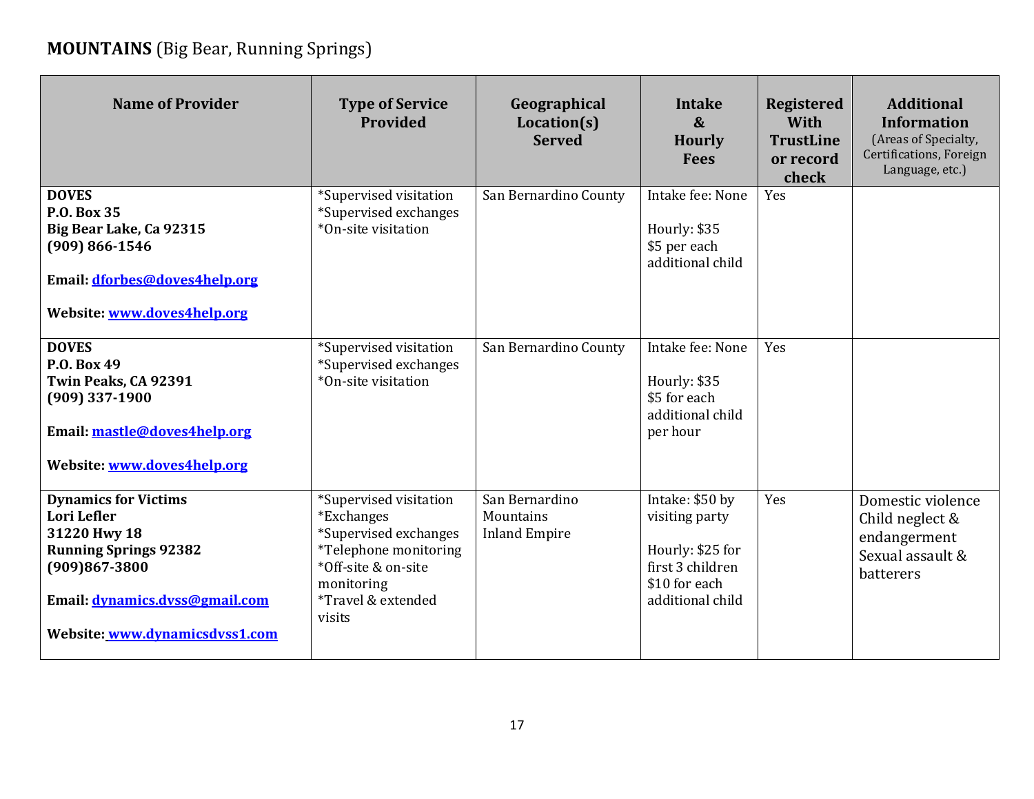## **MOUNTAINS** (Big Bear, Running Springs)

| Name of Provider | Type of Service Provided | Geographical Location(s) Served | Intake & Hourly Fees | Registered With TrustLine or record check | Additional Information (Areas of Specialty, Certifications, Foreign Language, etc.) |
|---|---|---|---|---|---|
| **DOVES**<br>**P.O. Box 35**<br>**Big Bear Lake, Ca 92315**<br>**(909) 866-1546**<br><br>**Email: dforbes@doves4help.org**<br><br>**Website: www.doves4help.org** | *Supervised visitation<br>*Supervised exchanges<br>*On-site visitation | San Bernardino County | Intake fee: None<br><br>Hourly: $35<br>$5 per each additional child | Yes | |
| **DOVES**<br>**P.O. Box 49**<br>**Twin Peaks, CA 92391**<br>**(909) 337-1900**<br><br>**Email: mastle@doves4help.org**<br><br>**Website: www.doves4help.org** | *Supervised visitation<br>*Supervised exchanges<br>*On-site visitation | San Bernardino County | Intake fee: None<br><br>Hourly: $35<br>$5 for each additional child per hour | Yes | |
| **Dynamics for Victims**<br>**Lori Lefler**<br>**31220 Hwy 18**<br>**Running Springs 92382**<br>**(909)867-3800**<br><br>**Email: dynamics.dvss@gmail.com**<br><br>**Website: www.dynamicsdvss1.com** | *Supervised visitation<br>*Exchanges<br>*Supervised exchanges<br>*Telephone monitoring<br>*Off-site & on-site monitoring<br>*Travel & extended visits | San Bernardino<br>Mountains<br>Inland Empire | Intake: $50 by visiting party<br><br>Hourly: $25 for first 3 children<br>$10 for each additional child | Yes | Domestic violence<br>Child neglect & endangerment<br>Sexual assault & batterers |